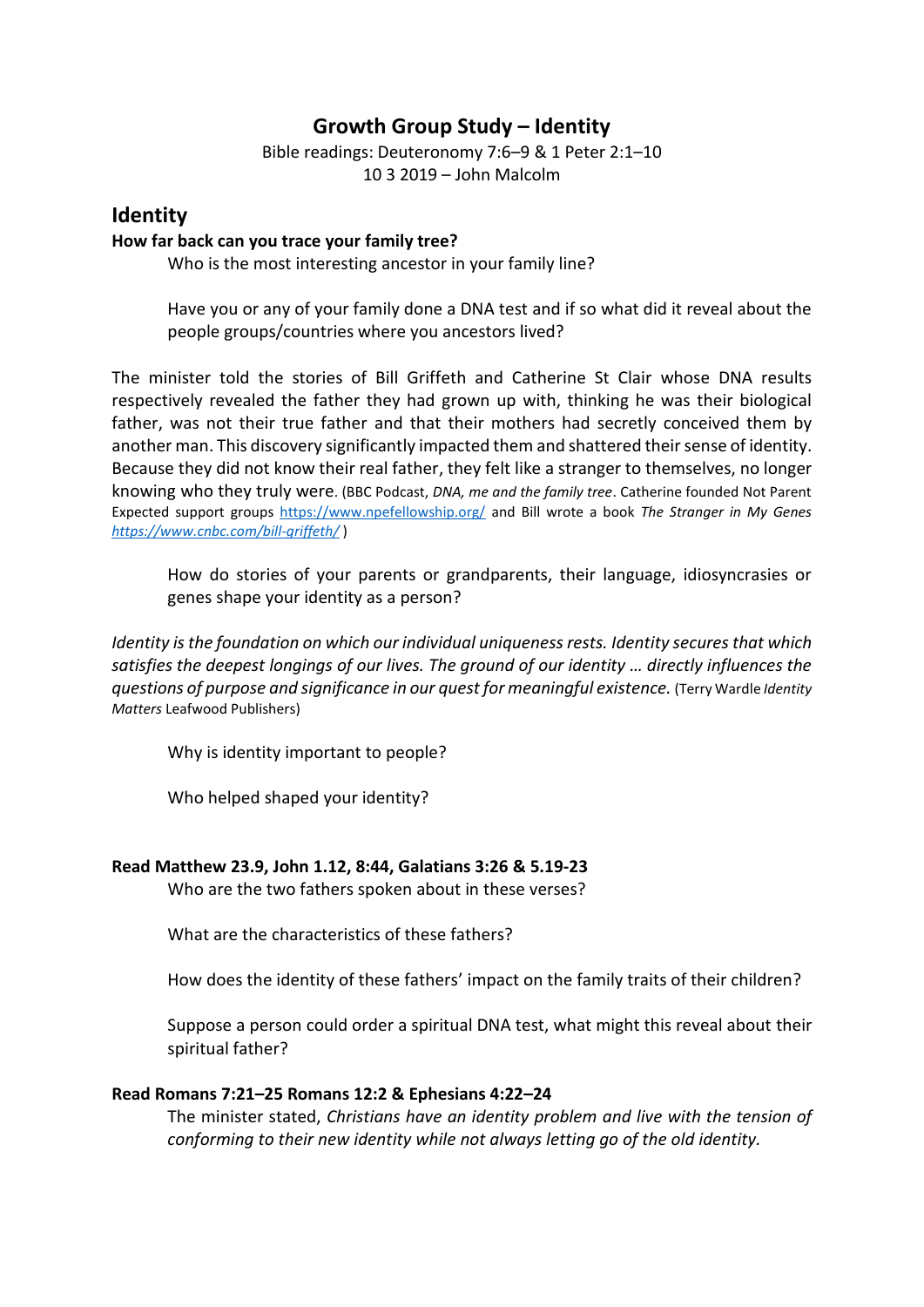# Growth Group Study – Identity

Bible readings: Deuteronomy 7:6–9 & 1 Peter 2:1–10
10 3 2019 – John Malcolm

## Identity

**How far back can you trace your family tree?**

Who is the most interesting ancestor in your family line?

Have you or any of your family done a DNA test and if so what did it reveal about the people groups/countries where you ancestors lived?

The minister told the stories of Bill Griffeth and Catherine St Clair whose DNA results respectively revealed the father they had grown up with, thinking he was their biological father, was not their true father and that their mothers had secretly conceived them by another man. This discovery significantly impacted them and shattered their sense of identity. Because they did not know their real father, they felt like a stranger to themselves, no longer knowing who they truly were. (BBC Podcast, *DNA, me and the family tree*. Catherine founded Not Parent Expected support groups https://www.npefellowship.org/ and Bill wrote a book *The Stranger in My Genes* *https://www.cnbc.com/bill-griffeth/* )

How do stories of your parents or grandparents, their language, idiosyncrasies or genes shape your identity as a person?

*Identity is the foundation on which our individual uniqueness rests. Identity secures that which satisfies the deepest longings of our lives. The ground of our identity … directly influences the questions of purpose and significance in our quest for meaningful existence.* (Terry Wardle *Identity Matters* Leafwood Publishers)

Why is identity important to people?

Who helped shaped your identity?

**Read Matthew 23.9, John 1.12, 8:44, Galatians 3:26 & 5.19-23**

Who are the two fathers spoken about in these verses?

What are the characteristics of these fathers?

How does the identity of these fathers' impact on the family traits of their children?

Suppose a person could order a spiritual DNA test, what might this reveal about their spiritual father?

**Read Romans 7:21–25 Romans 12:2 & Ephesians 4:22–24**

The minister stated, *Christians have an identity problem and live with the tension of conforming to their new identity while not always letting go of the old identity.*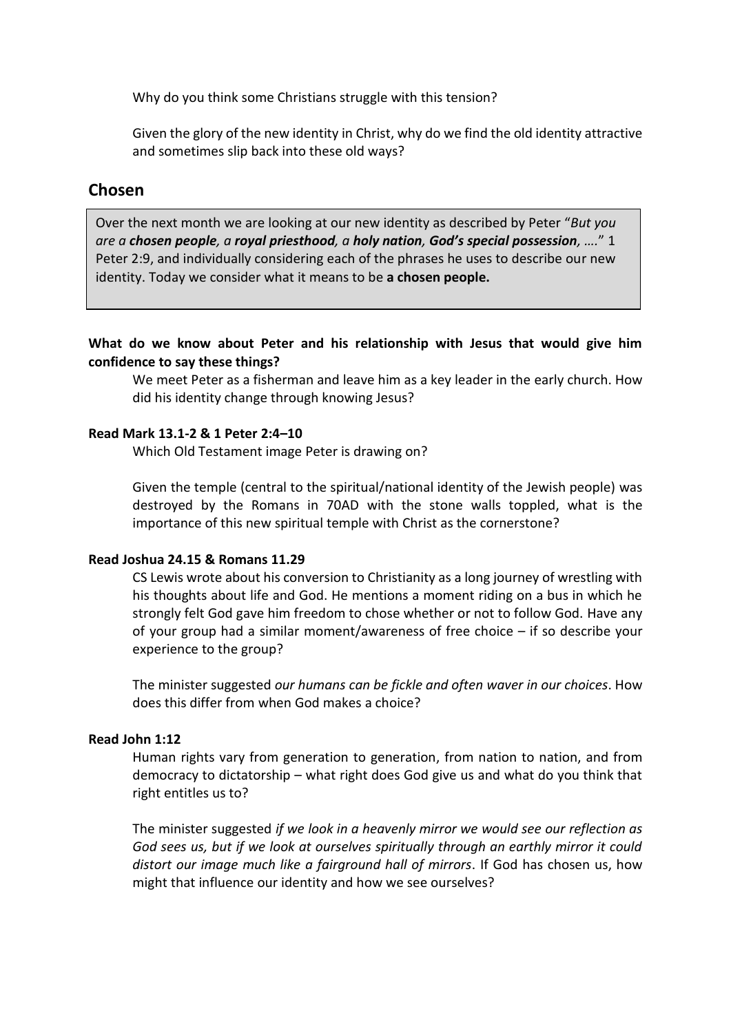Why do you think some Christians struggle with this tension?

Given the glory of the new identity in Christ, why do we find the old identity attractive and sometimes slip back into these old ways?

## Chosen

Over the next month we are looking at our new identity as described by Peter "*But you are a **chosen people**, a **royal priesthood**, a **holy nation**, **God's special possession**, ….*" 1 Peter 2:9, and individually considering each of the phrases he uses to describe our new identity. Today we consider what it means to be **a chosen people.**

**What do we know about Peter and his relationship with Jesus that would give him confidence to say these things?**

We meet Peter as a fisherman and leave him as a key leader in the early church. How did his identity change through knowing Jesus?

**Read Mark 13.1-2 & 1 Peter 2:4–10**

Which Old Testament image Peter is drawing on?

Given the temple (central to the spiritual/national identity of the Jewish people) was destroyed by the Romans in 70AD with the stone walls toppled, what is the importance of this new spiritual temple with Christ as the cornerstone?

**Read Joshua 24.15 & Romans 11.29**

CS Lewis wrote about his conversion to Christianity as a long journey of wrestling with his thoughts about life and God. He mentions a moment riding on a bus in which he strongly felt God gave him freedom to chose whether or not to follow God. Have any of your group had a similar moment/awareness of free choice – if so describe your experience to the group?

The minister suggested *our humans can be fickle and often waver in our choices*. How does this differ from when God makes a choice?

**Read John 1:12**

Human rights vary from generation to generation, from nation to nation, and from democracy to dictatorship – what right does God give us and what do you think that right entitles us to?

The minister suggested *if we look in a heavenly mirror we would see our reflection as God sees us, but if we look at ourselves spiritually through an earthly mirror it could distort our image much like a fairground hall of mirrors*. If God has chosen us, how might that influence our identity and how we see ourselves?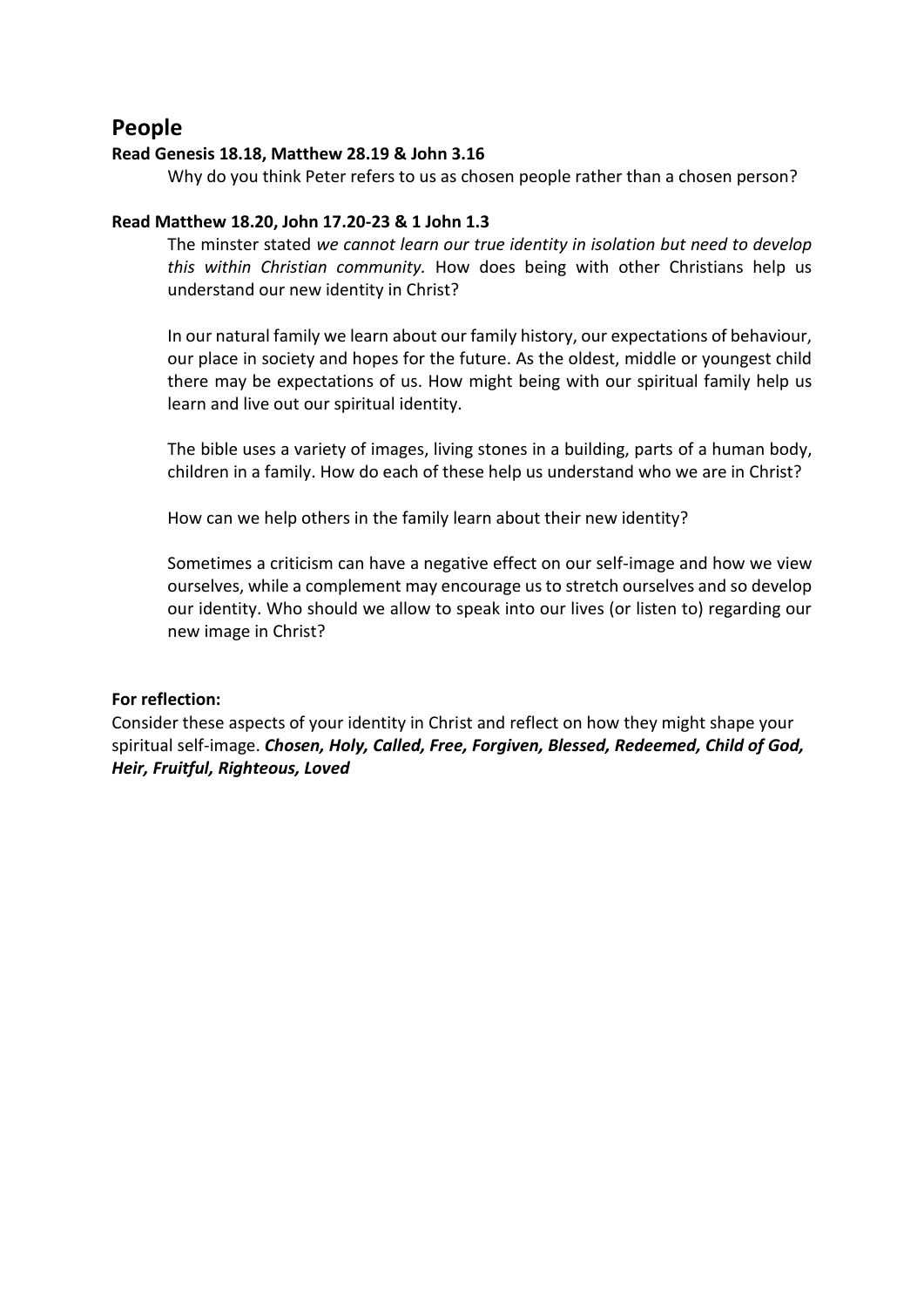## People

**Read Genesis 18.18, Matthew 28.19 & John 3.16**

Why do you think Peter refers to us as chosen people rather than a chosen person?

**Read Matthew 18.20, John 17.20-23 & 1 John 1.3**

The minster stated *we cannot learn our true identity in isolation but need to develop this within Christian community.* How does being with other Christians help us understand our new identity in Christ?

In our natural family we learn about our family history, our expectations of behaviour, our place in society and hopes for the future. As the oldest, middle or youngest child there may be expectations of us. How might being with our spiritual family help us learn and live out our spiritual identity.

The bible uses a variety of images, living stones in a building, parts of a human body, children in a family. How do each of these help us understand who we are in Christ?

How can we help others in the family learn about their new identity?

Sometimes a criticism can have a negative effect on our self-image and how we view ourselves, while a complement may encourage us to stretch ourselves and so develop our identity. Who should we allow to speak into our lives (or listen to) regarding our new image in Christ?

**For reflection:**

Consider these aspects of your identity in Christ and reflect on how they might shape your spiritual self-image. ***Chosen, Holy, Called, Free, Forgiven, Blessed, Redeemed, Child of God, Heir, Fruitful, Righteous, Loved***